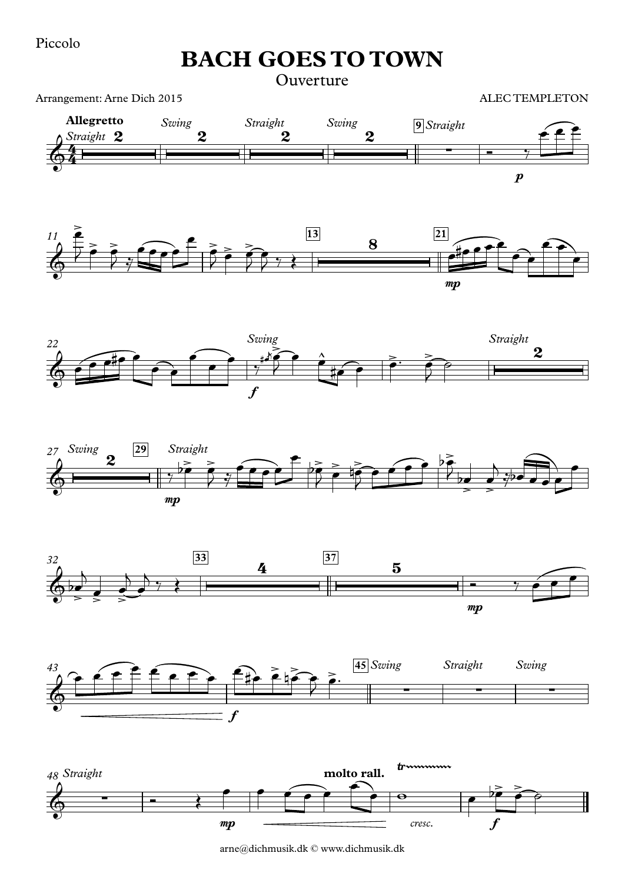Piccolo

# BACH GOES TO TOWN

Ouverture

Arrangement: Arne Dich 2015

ALEC TEMPLETON

arne@dichmusik.dk © www.dichmusik.dk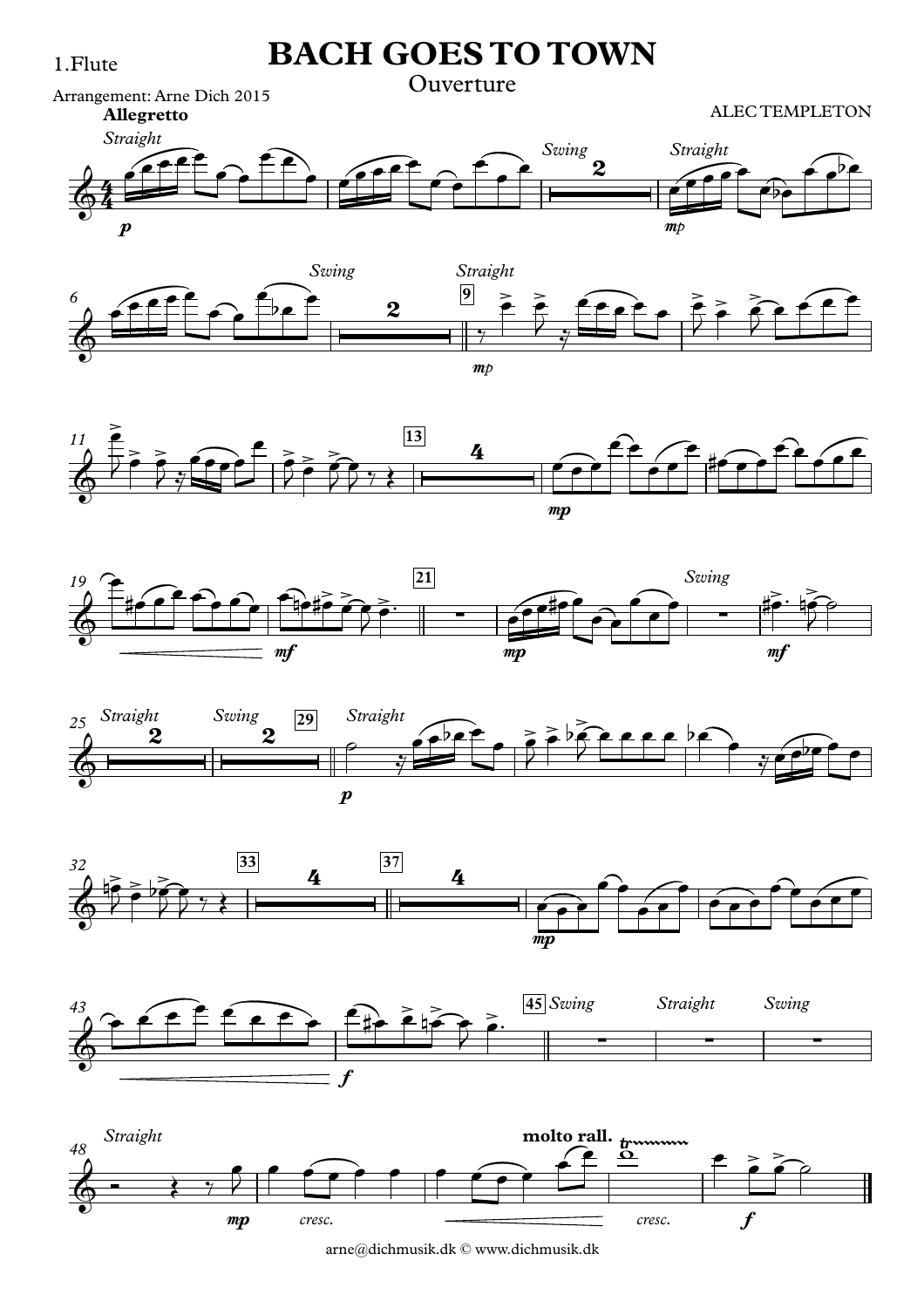1.Flute

# BACH GOES TO TOWN

## Ouverture

Arrangement: Arne Dich 2015

ALEC TEMPLETON

**Allegretto**

arne@dichmusik.dk © www.dichmusik.dk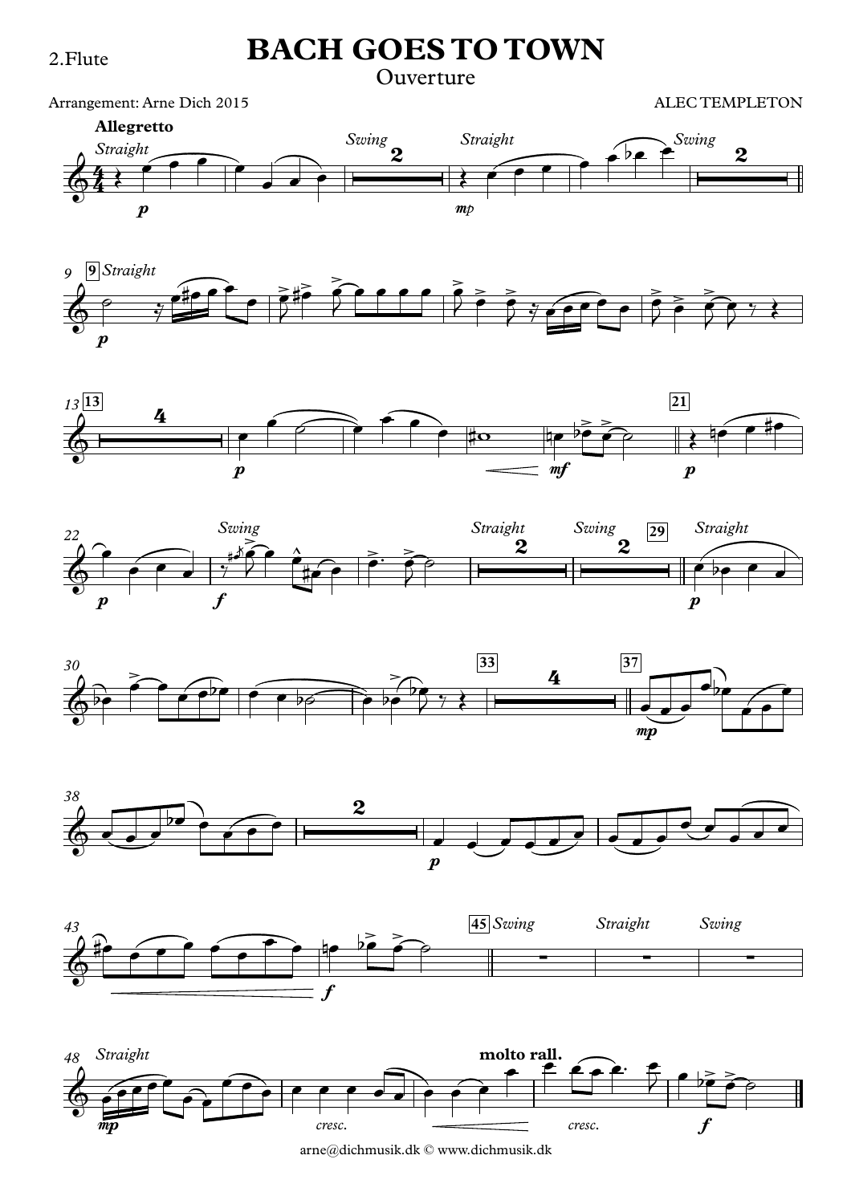2.Flute

# BACH GOES TO TOWN

## Ouverture

Arrangement: Arne Dich 2015

ALEC TEMPLETON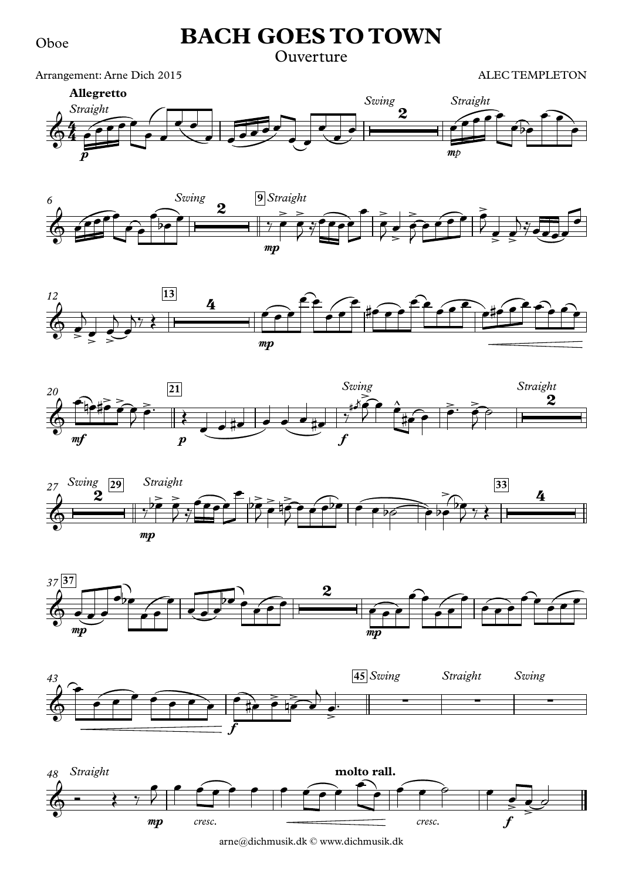Oboe

# BACH GOES TO TOWN

Ouverture

Arrangement: Arne Dich 2015

ALEC TEMPLETON

arne@dichmusik.dk © www.dichmusik.dk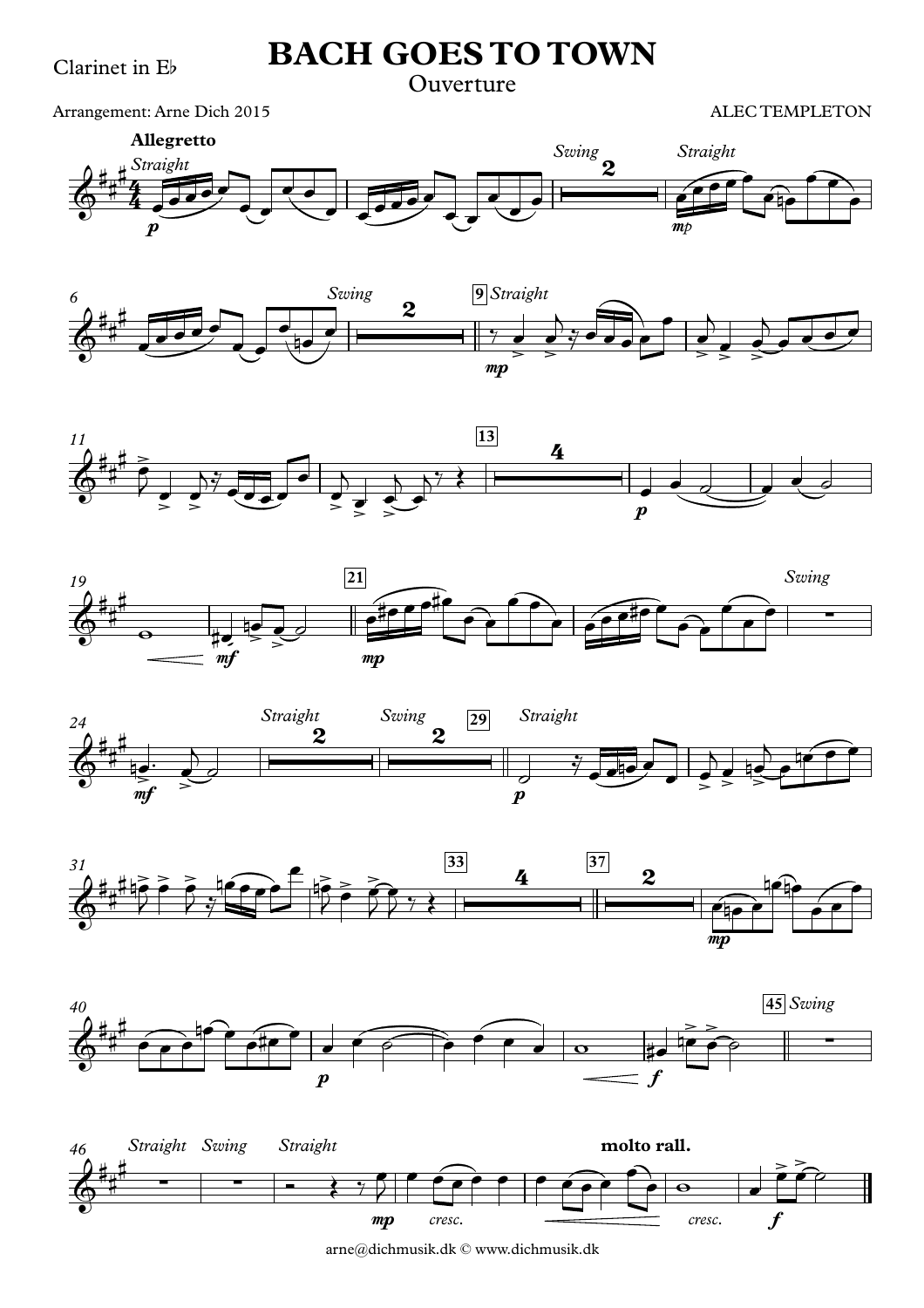Clarinet in E♭

# BACH GOES TO TOWN

Ouverture

Arrangement: Arne Dich 2015

ALEC TEMPLETON

arne@dichmusik.dk © www.dichmusik.dk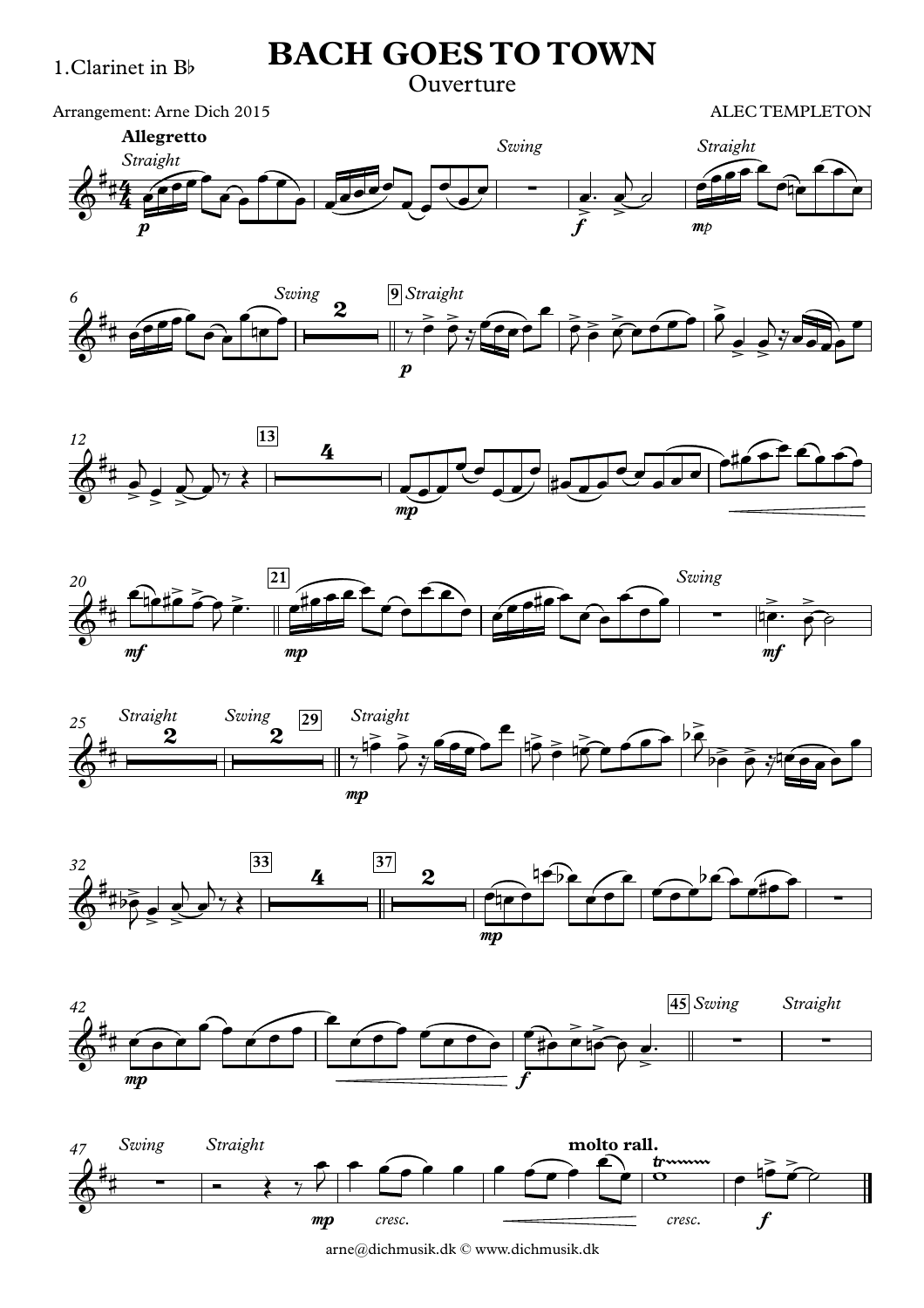1.Clarinet in B♭

# BACH GOES TO TOWN

Ouverture

Arrangement: Arne Dich 2015

ALEC TEMPLETON

arne@dichmusik.dk © www.dichmusik.dk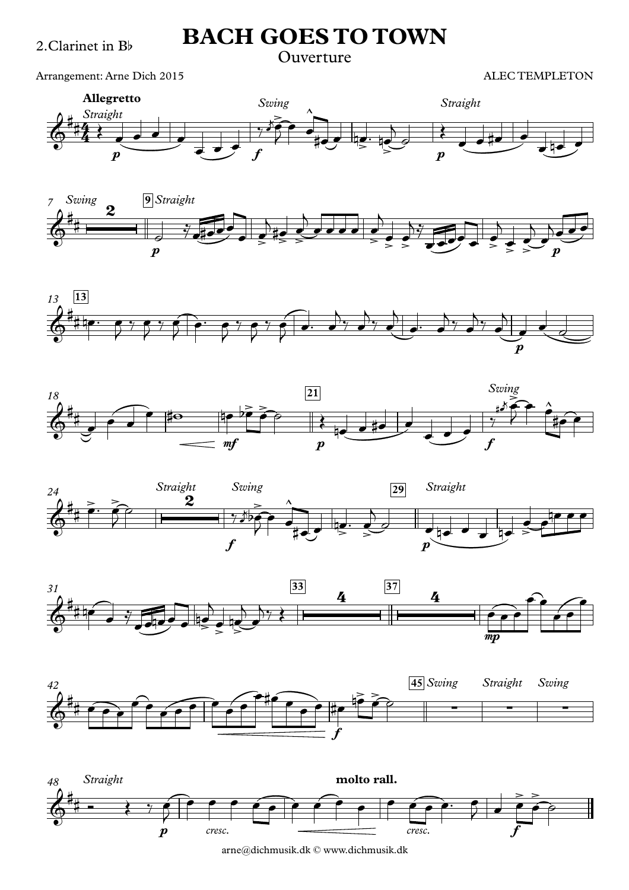2.Clarinet in B♭

# BACH GOES TO TOWN

Ouverture

Arrangement: Arne Dich 2015

ALEC TEMPLETON

arne@dichmusik.dk © www.dichmusik.dk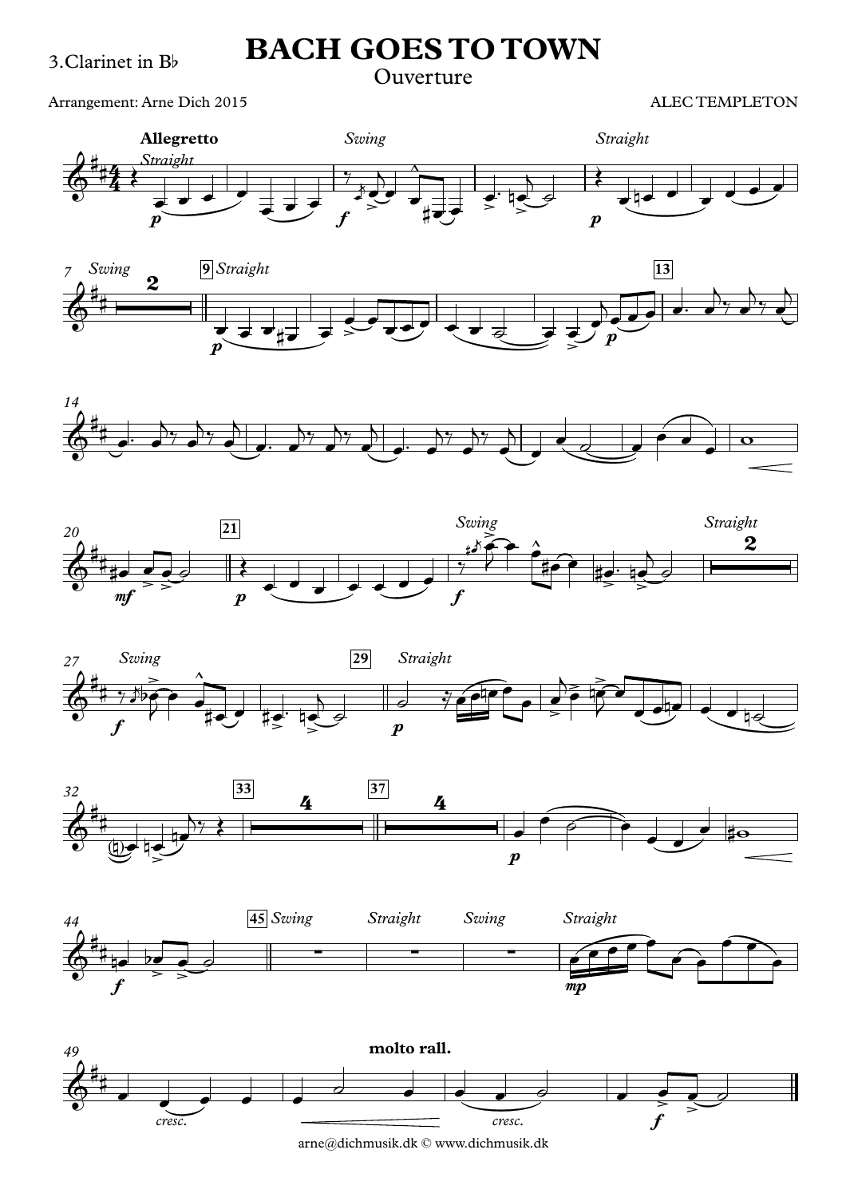3.Clarinet in B♭

# BACH GOES TO TOWN

Ouverture

Arrangement: Arne Dich 2015

ALEC TEMPLETON

arne@dichmusik.dk © www.dichmusik.dk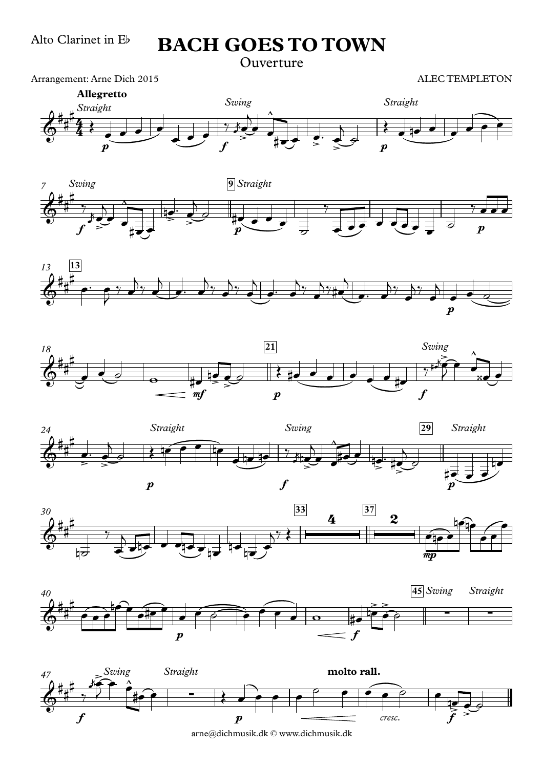Alto Clarinet in E♭

# BACH GOES TO TOWN

Ouverture

Arrangement: Arne Dich 2015

ALEC TEMPLETON

**Allegretto**

arne@dichmusik.dk © www.dichmusik.dk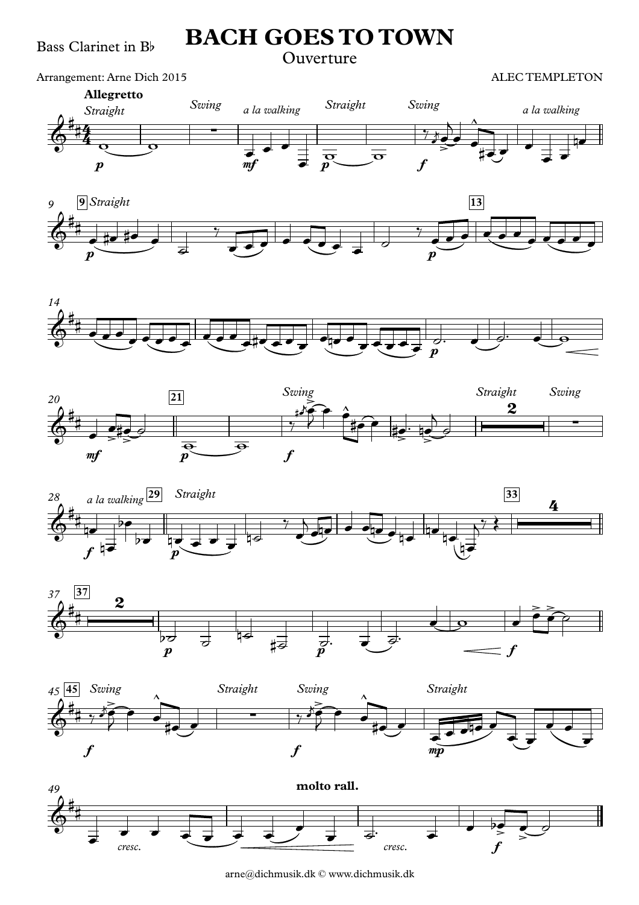Bass Clarinet in B♭

# BACH GOES TO TOWN

## Ouverture

Arrangement: Arne Dich 2015

ALEC TEMPLETON

arne@dichmusik.dk © www.dichmusik.dk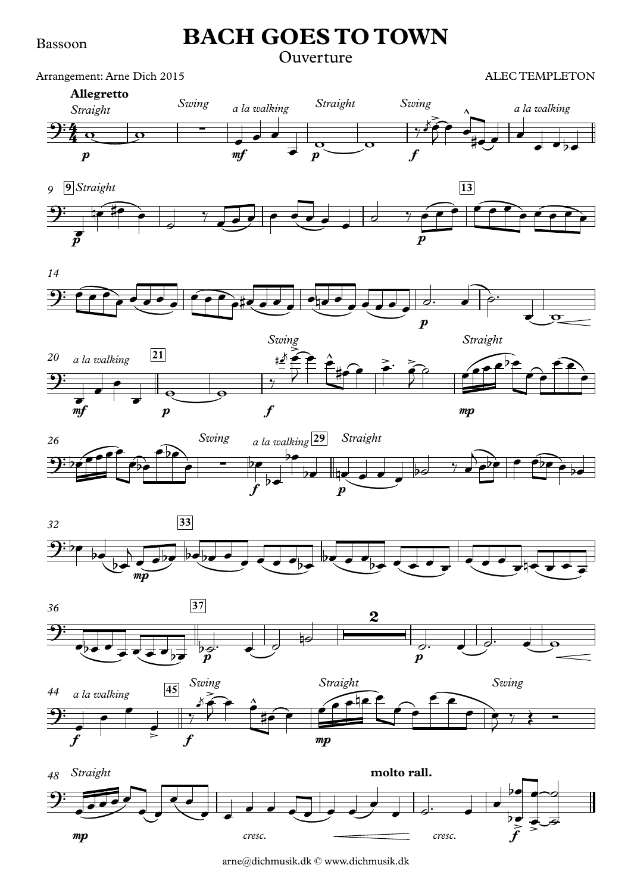Bassoon

# BACH GOES TO TOWN

Ouverture

Arrangement: Arne Dich 2015

ALEC TEMPLETON

arne@dichmusik.dk © www.dichmusik.dk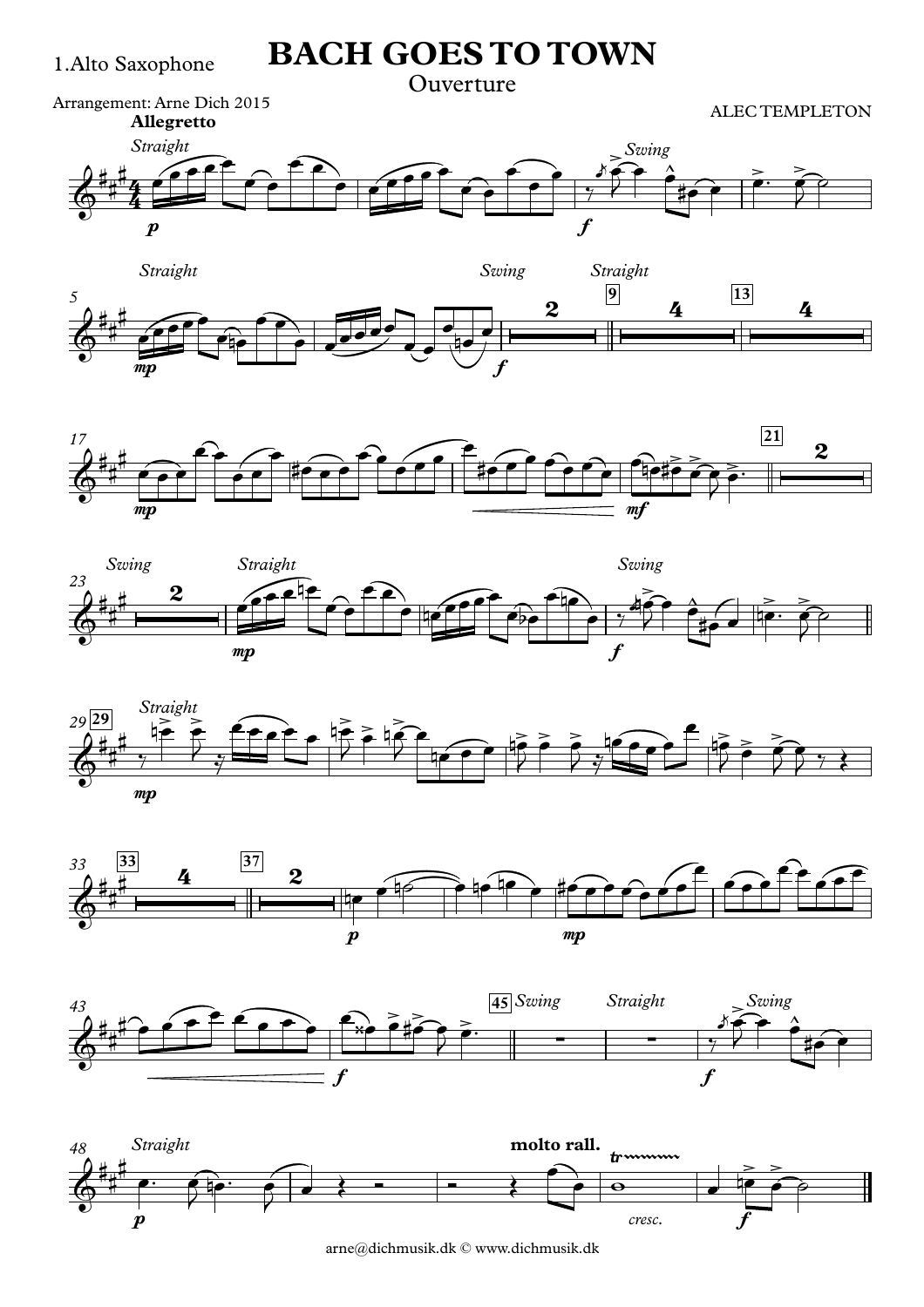1.Alto Saxophone

# BACH GOES TO TOWN

## Ouverture

Arrangement: Arne Dich 2015

ALEC TEMPLETON

**Allegretto**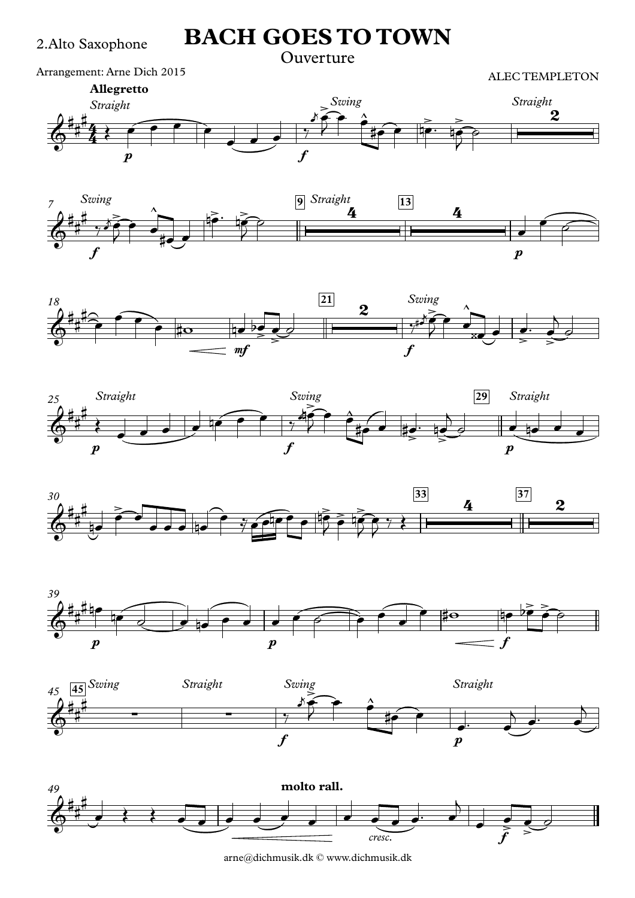2.Alto Saxophone

# BACH GOES TO TOWN

Ouverture

Arrangement: Arne Dich 2015

ALEC TEMPLETON

arne@dichmusik.dk © www.dichmusik.dk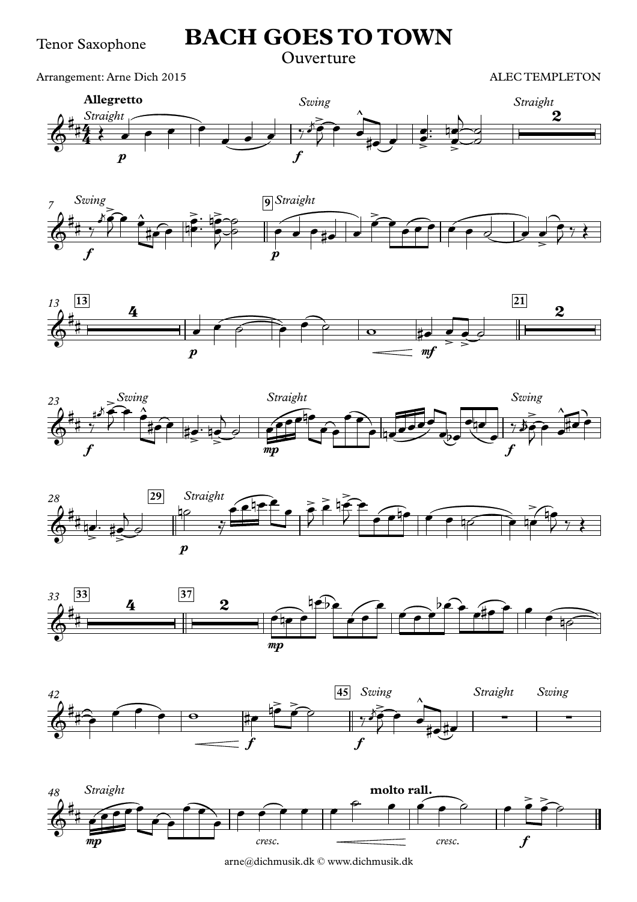Tenor Saxophone

# BACH GOES TO TOWN

Ouverture

Arrangement: Arne Dich 2015

ALEC TEMPLETON

arne@dichmusik.dk © www.dichmusik.dk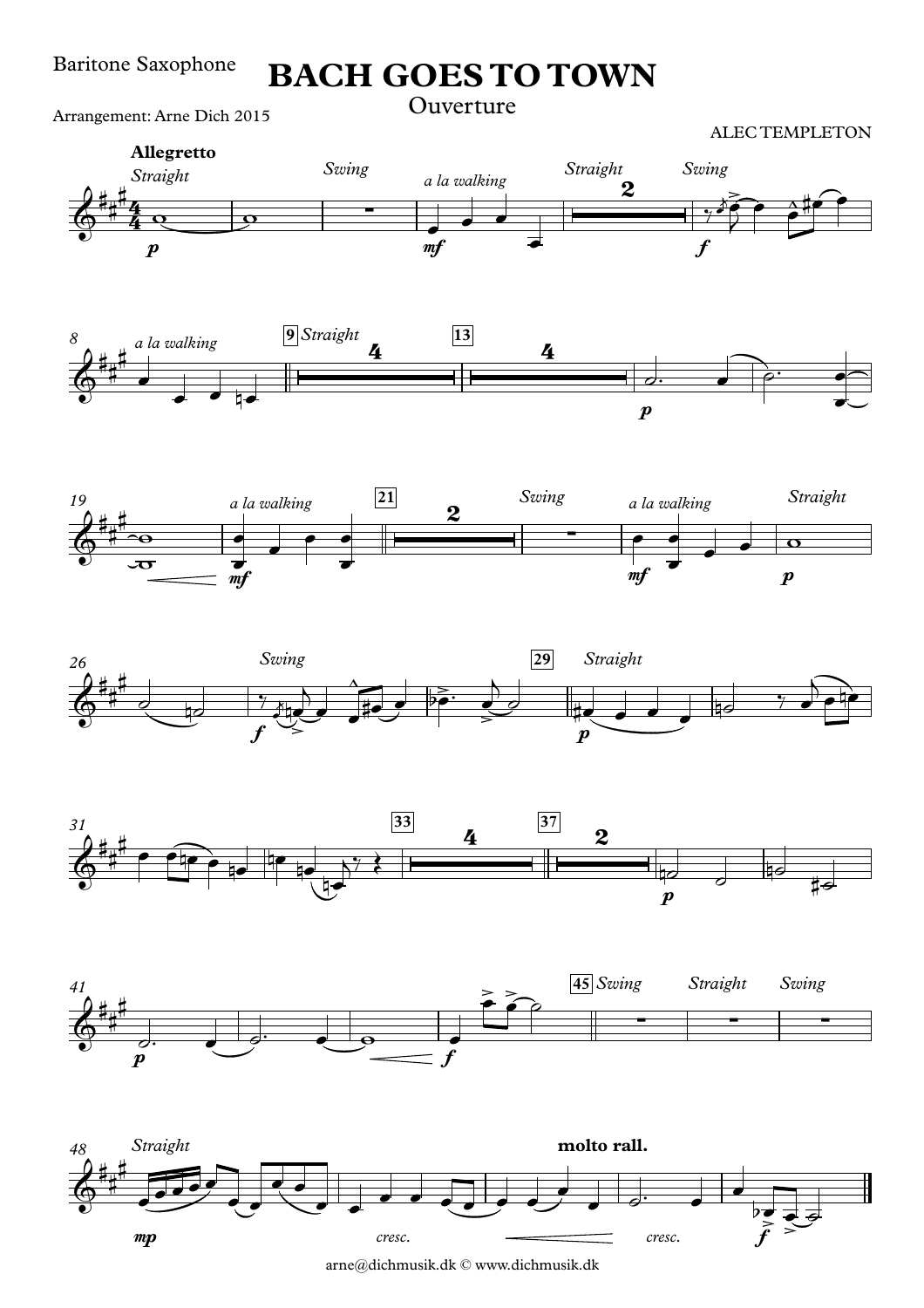Baritone Saxophone

# BACH GOES TO TOWN

## Ouverture

Arrangement: Arne Dich 2015

ALEC TEMPLETON

**Allegretto**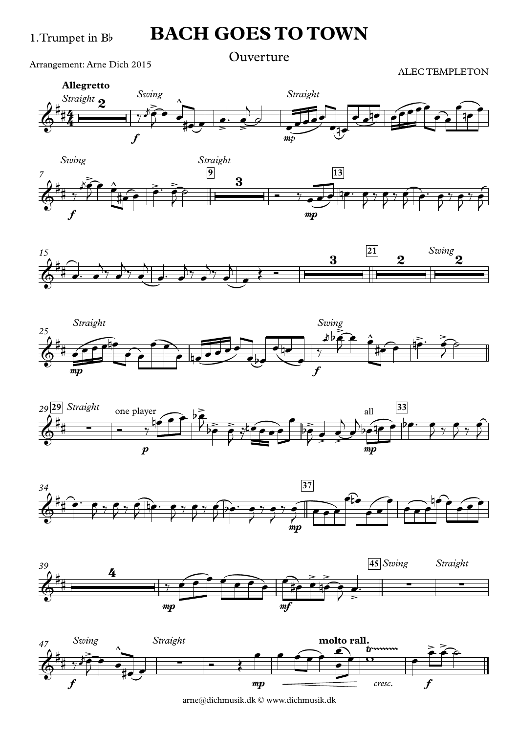1.Trumpet in B♭

# BACH GOES TO TOWN

Ouverture

Arrangement: Arne Dich 2015

ALEC TEMPLETON

arne@dichmusik.dk © www.dichmusik.dk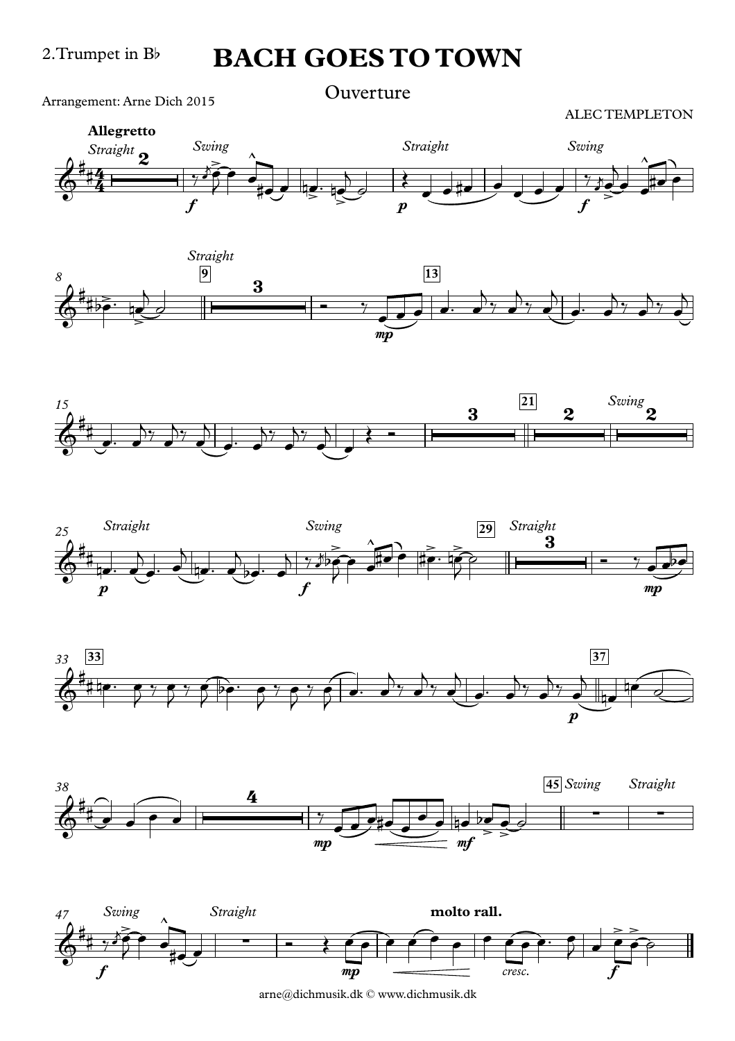2.Trumpet in B♭

# BACH GOES TO TOWN

Ouverture

Arrangement: Arne Dich 2015

ALEC TEMPLETON

arne@dichmusik.dk © www.dichmusik.dk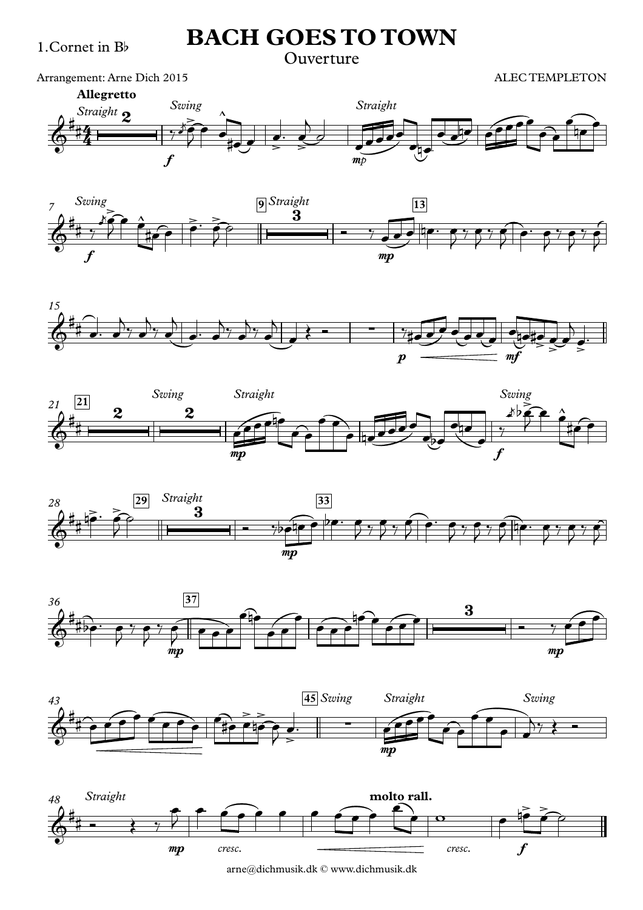1.Cornet in B♭

# BACH GOES TO TOWN

## Ouverture

Arrangement: Arne Dich 2015

ALEC TEMPLETON

arne@dichmusik.dk © www.dichmusik.dk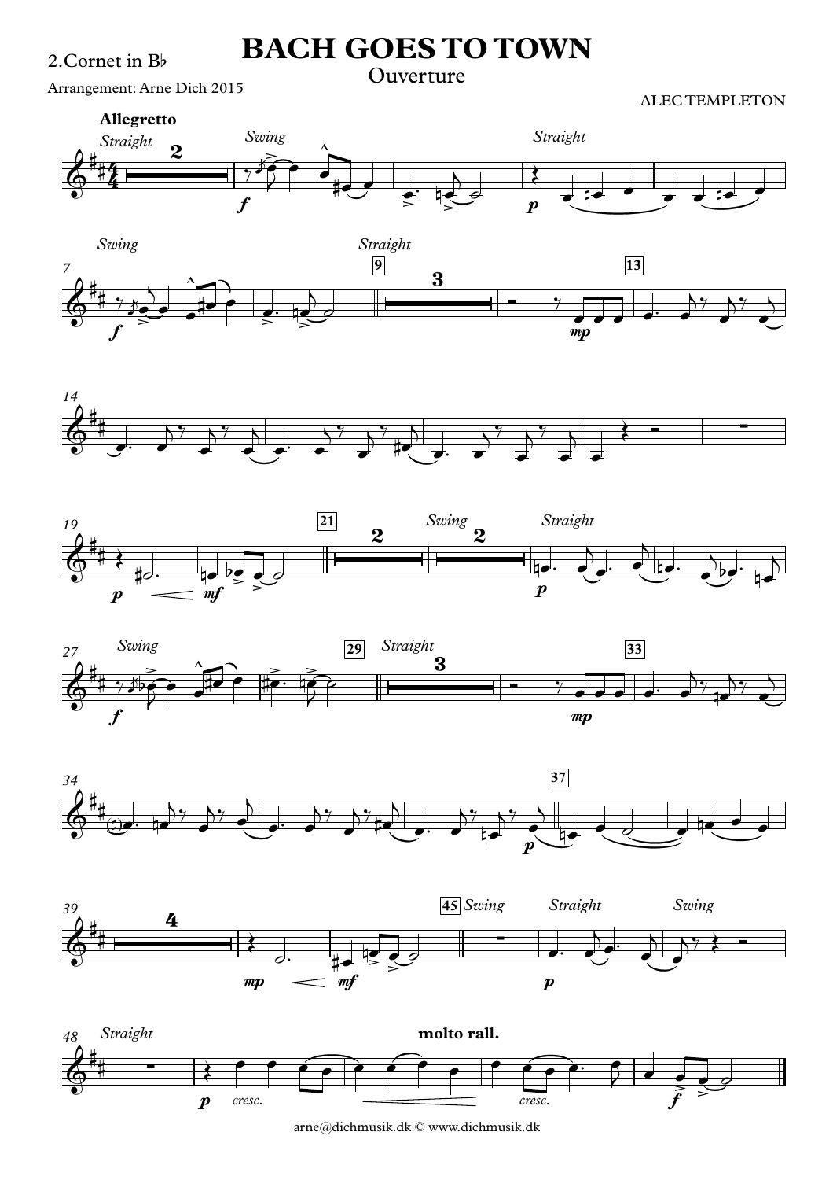2.Cornet in B♭

Arrangement: Arne Dich 2015

# BACH GOES TO TOWN

Ouverture

ALEC TEMPLETON

arne@dichmusik.dk © www.dichmusik.dk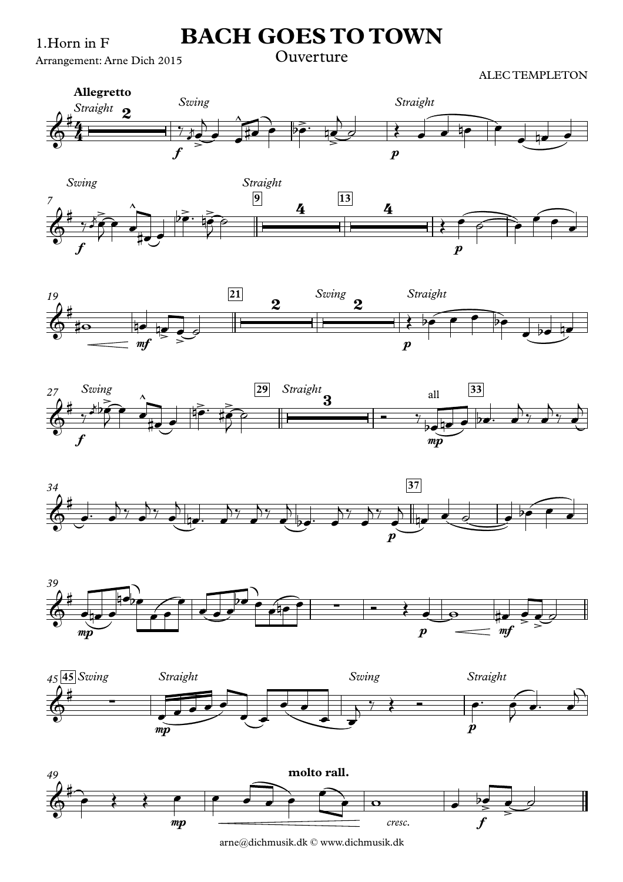1.Horn in F

Arrangement: Arne Dich 2015

# BACH GOES TO TOWN

Ouverture

ALEC TEMPLETON

arne@dichmusik.dk © www.dichmusik.dk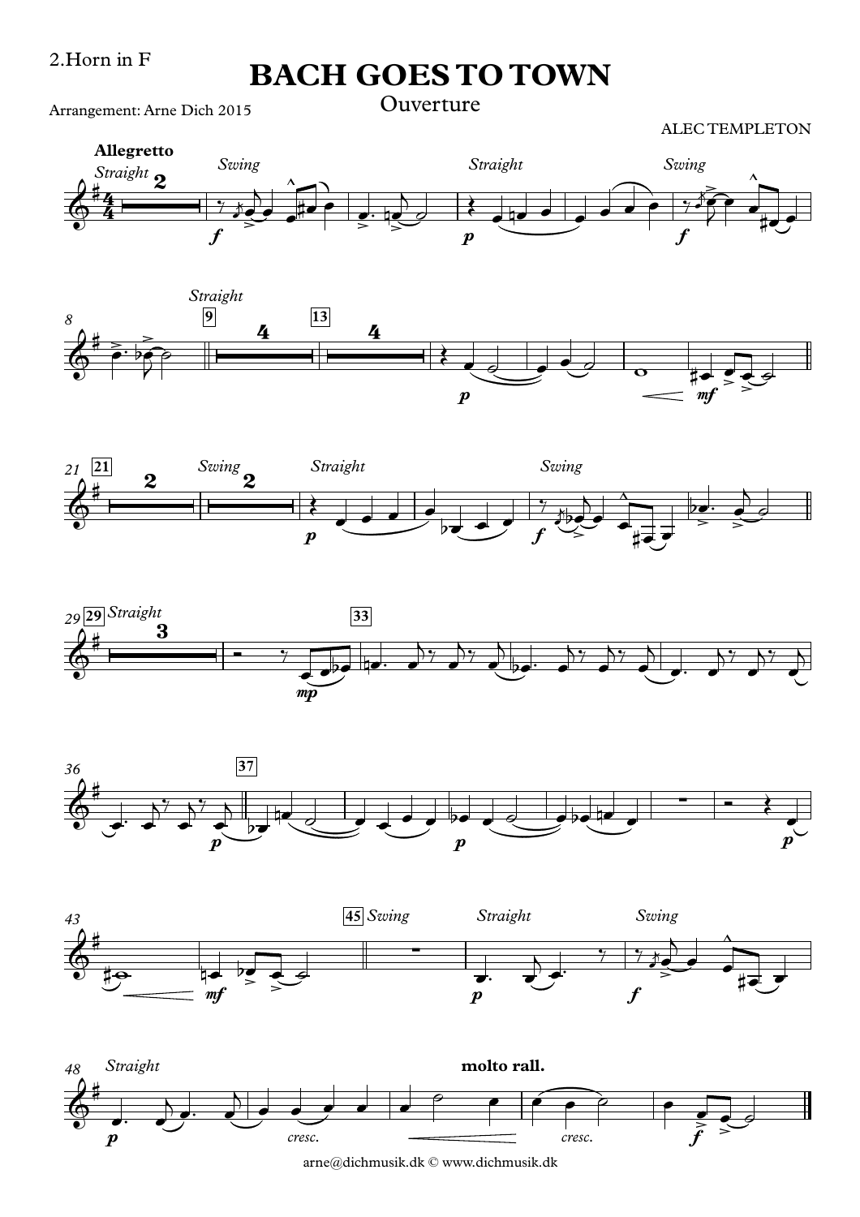2.Horn in F

# BACH GOES TO TOWN

## Ouverture

Arrangement: Arne Dich 2015

ALEC TEMPLETON

arne@dichmusik.dk © www.dichmusik.dk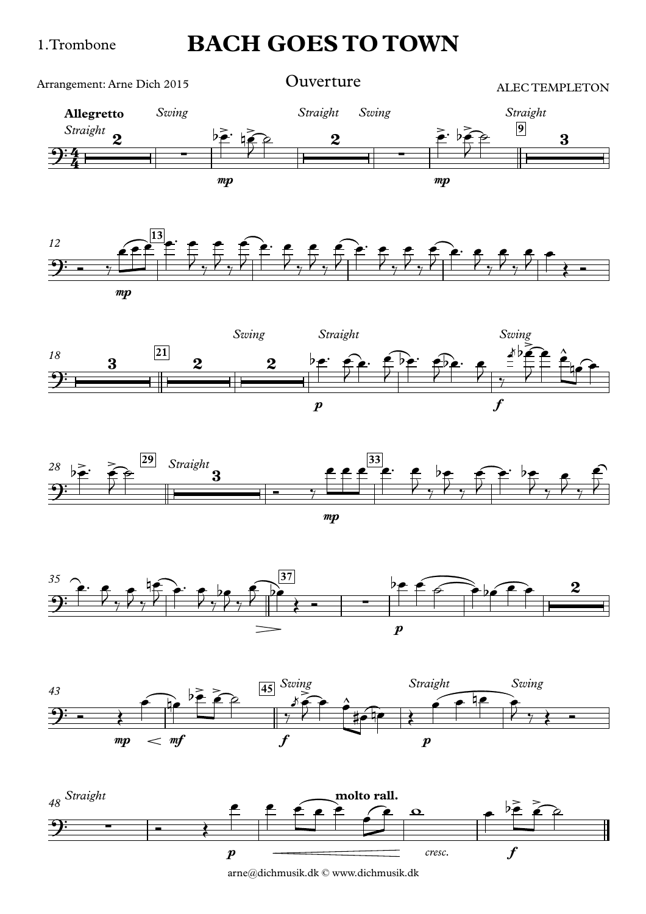1.Trombone

# BACH GOES TO TOWN

Arrangement: Arne Dich 2015

## Ouverture

ALEC TEMPLETON

arne@dichmusik.dk © www.dichmusik.dk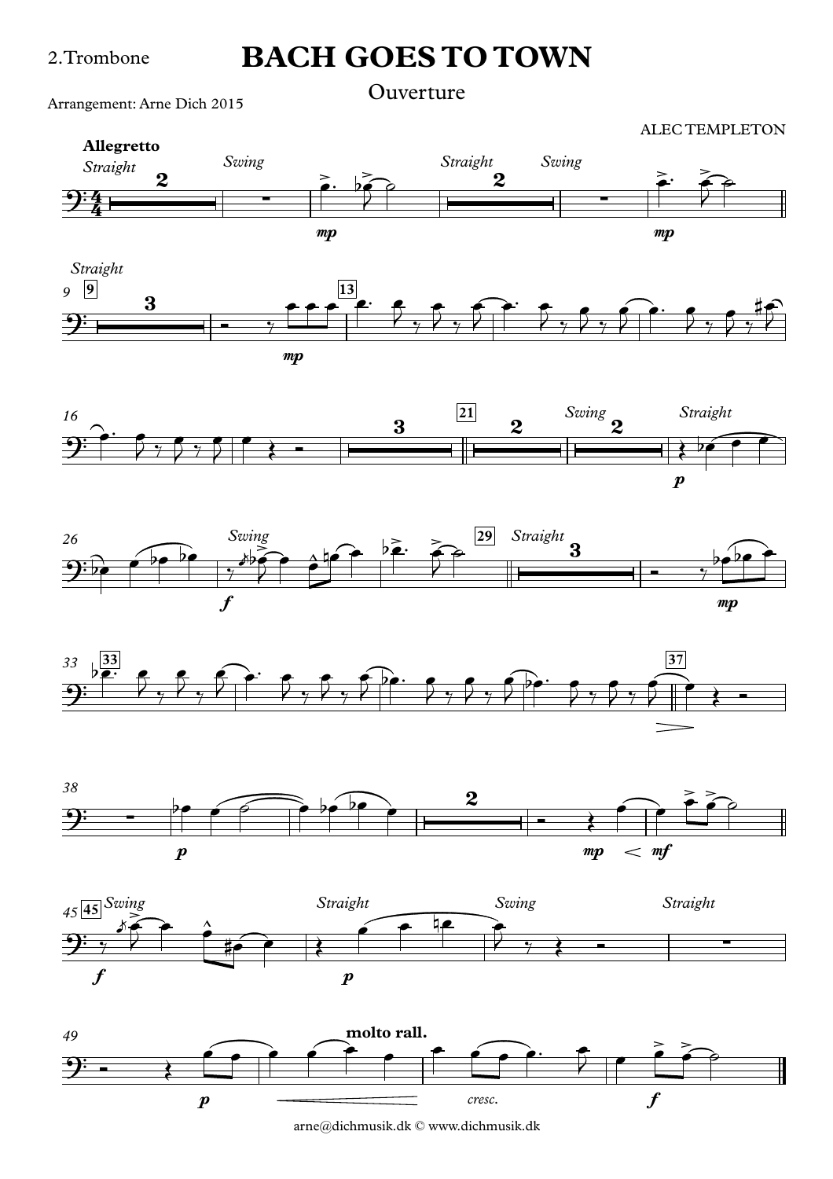2.Trombone

# BACH GOES TO TOWN

Ouverture

Arrangement: Arne Dich 2015

ALEC TEMPLETON

arne@dichmusik.dk © www.dichmusik.dk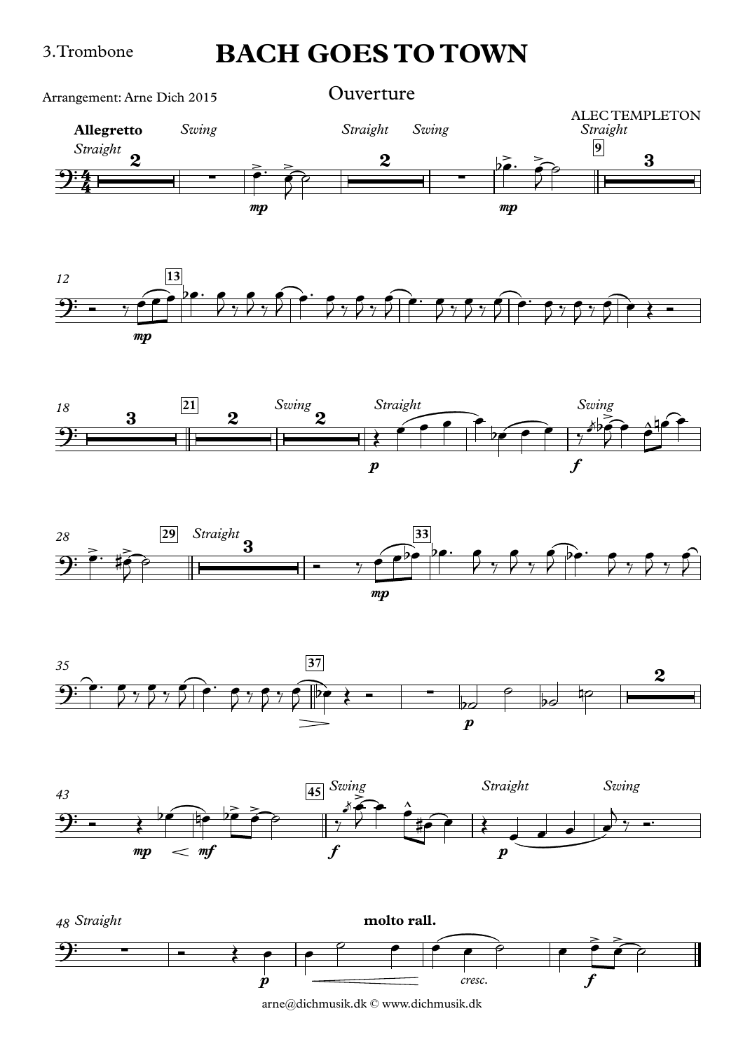3.Trombone

# BACH GOES TO TOWN

Arrangement: Arne Dich 2015

## Ouverture

ALEC TEMPLETON

**Allegretto**

*Straight* *Swing* *Straight* *Swing* *Straight*

*Swing* *Straight* *Swing* *Straight*

*Swing* *Straight* *Swing*

*Straight*

**molto rall.**

*cresc.*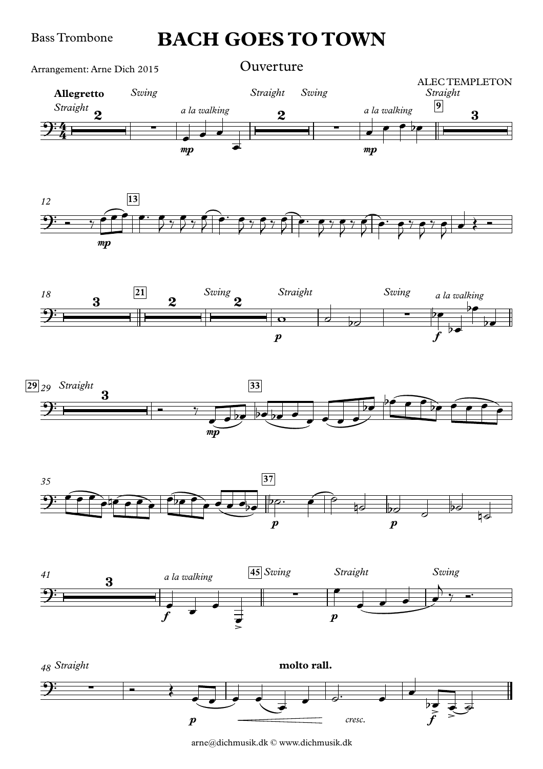Bass Trombone

# BACH GOES TO TOWN

## Ouverture

Arrangement: Arne Dich 2015

ALEC TEMPLETON

arne@dichmusik.dk © www.dichmusik.dk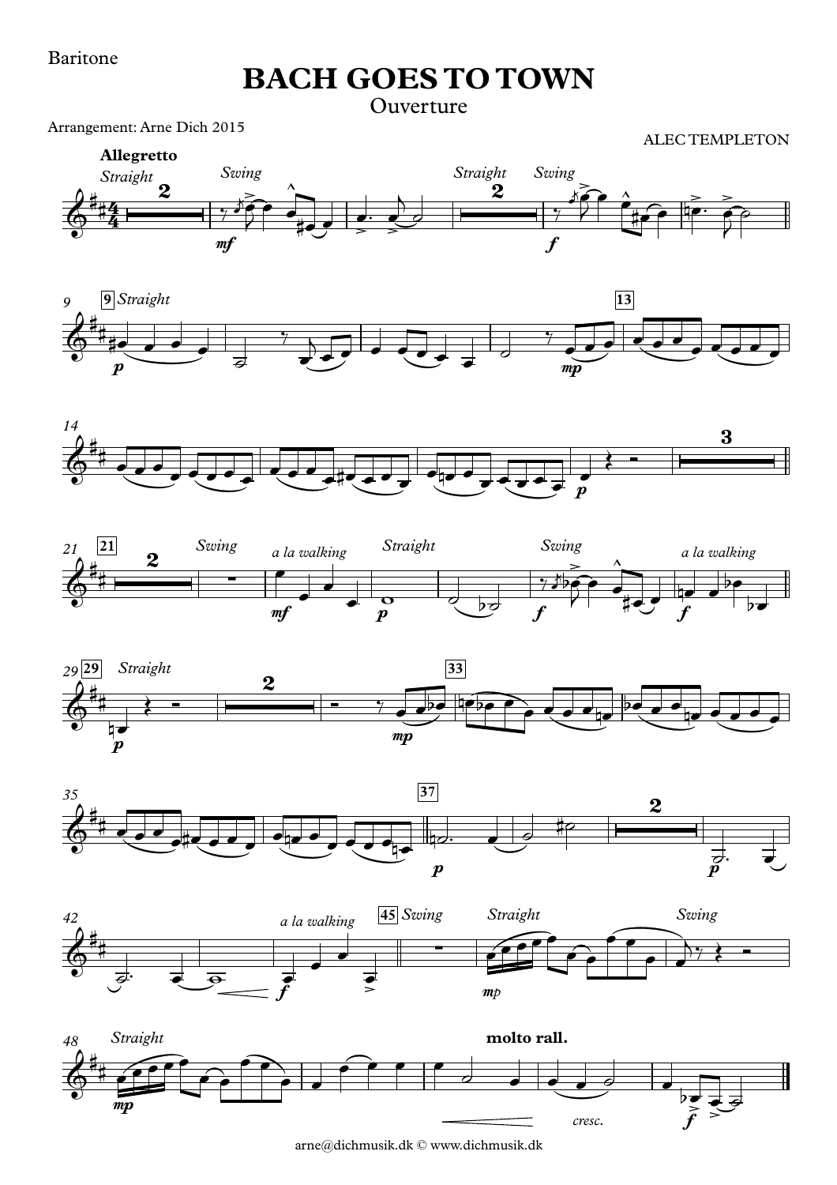Baritone

# BACH GOES TO TOWN

Ouverture

Arrangement: Arne Dich 2015

ALEC TEMPLETON

arne@dichmusik.dk © www.dichmusik.dk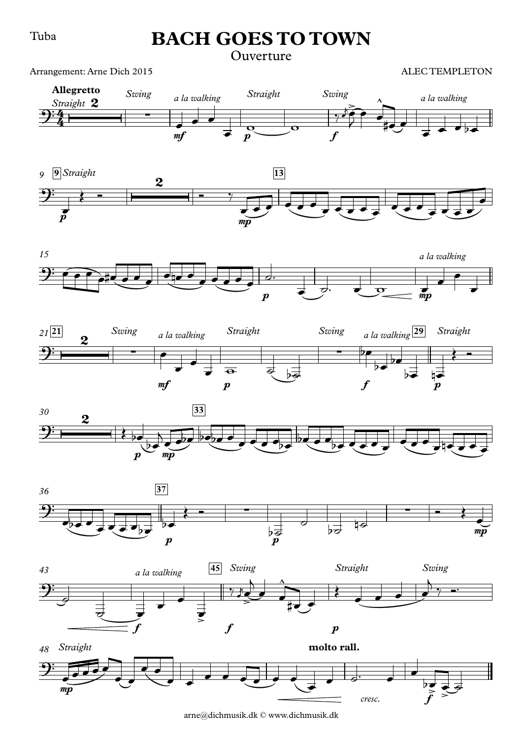Tuba

# BACH GOES TO TOWN

Ouverture

Arrangement: Arne Dich 2015

ALEC TEMPLETON

arne@dichmusik.dk © www.dichmusik.dk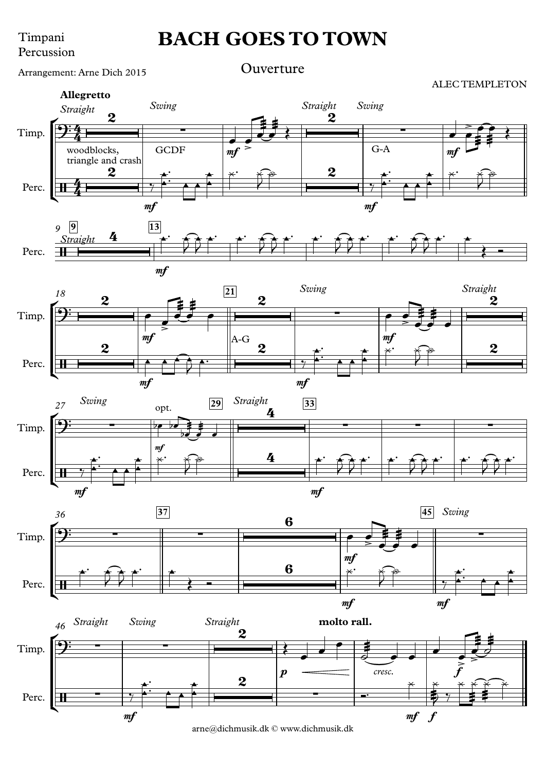Timpani
Percussion

# BACH GOES TO TOWN

## Ouverture

Arrangement: Arne Dich 2015

ALEC TEMPLETON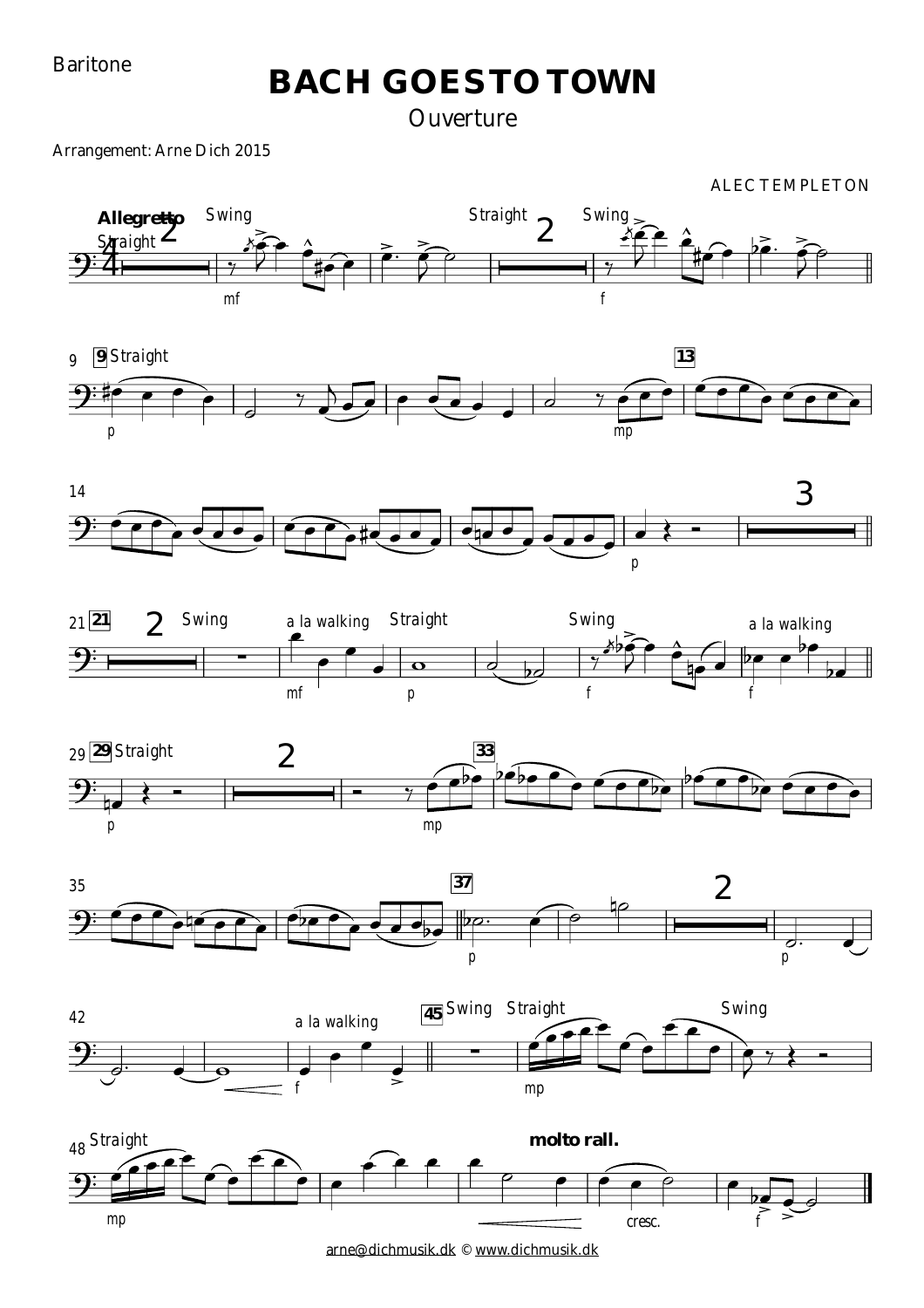Baritone

# BACH GOES TO TOWN

## Ouverture

Arrangement: Arne Dich 2015

ALEC TEMPLETON

arne@dichmusik.dk © www.dichmusik.dk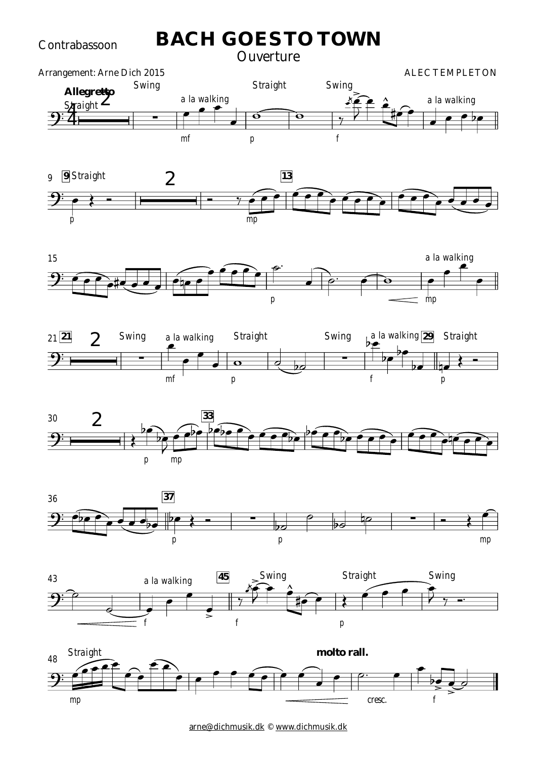Contrabassoon

# BACH GOES TO TOWN

## Ouverture

Arrangement: Arne Dich 2015

ALEC TEMPLETON

arne@dichmusik.dk © www.dichmusik.dk